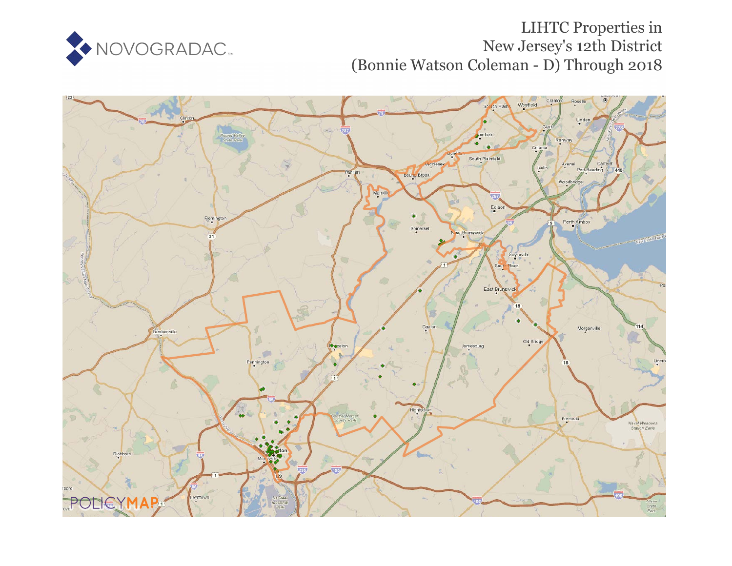# LIHTC Properties in New Jersey's 12th District (Bonnie Watson Coleman - D) Through 2018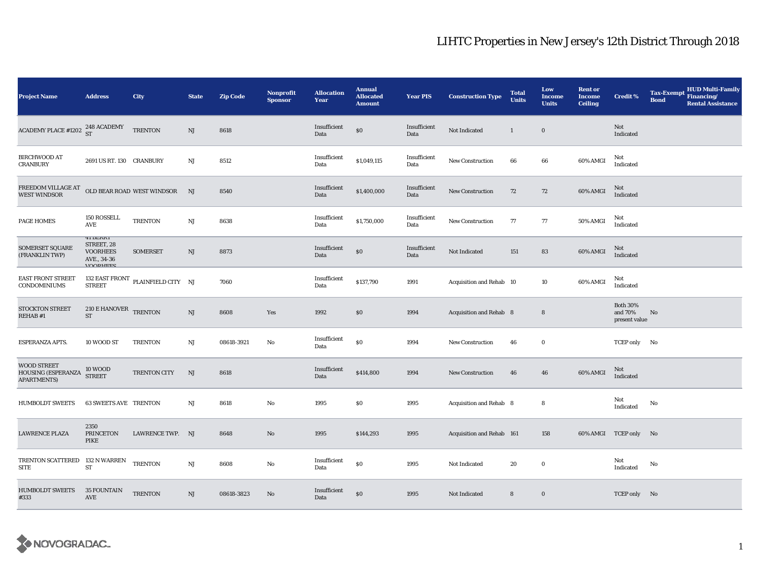# LIHTC Properties in New Jersey's 12th District Through 2018

| Project Name | Address | City | State | Zip Code | Nonprofit Sponsor | Allocation Year | Annual Allocated Amount | Year PIS | Construction Type | Total Units | Low Income Units | Rent or Income Ceiling | Credit % | Tax-Exempt Bond | HUD Multi-Family Financing/ Rental Assistance |
|---|---|---|---|---|---|---|---|---|---|---|---|---|---|---|---|
| ACADEMY PLACE #1202 | 248 ACADEMY ST | TRENTON | NJ | 8618 | | Insufficient Data | $0 | Insufficient Data | Not Indicated | 1 | 0 | | Not Indicated | | |
| BIRCHWOOD AT CRANBURY | 2691 US RT. 130 | CRANBURY | NJ | 8512 | | Insufficient Data | $1,049,115 | Insufficient Data | New Construction | 66 | 66 | 60% AMGI | Not Indicated | | |
| FREEDOM VILLAGE AT WEST WINDSOR | OLD BEAR ROAD | WEST WINDSOR | NJ | 8540 | | Insufficient Data | $1,400,000 | Insufficient Data | New Construction | 72 | 72 | 60% AMGI | Not Indicated | | |
| PAGE HOMES | 150 ROSSELL AVE | TRENTON | NJ | 8638 | | Insufficient Data | $1,750,000 | Insufficient Data | New Construction | 77 | 77 | 50% AMGI | Not Indicated | | |
| SOMERSET SQUARE (FRANKLIN TWP) | 41 BERRY STREET, 28 VOORHEES AVE., 34-36 VOORHEES | SOMERSET | NJ | 8873 | | Insufficient Data | $0 | Insufficient Data | Not Indicated | 151 | 83 | 60% AMGI | Not Indicated | | |
| EAST FRONT STREET CONDOMINIUMS | 132 EAST FRONT STREET | PLAINFIELD CITY | NJ | 7060 | | Insufficient Data | $137,790 | 1991 | Acquisition and Rehab | 10 | 10 | 60% AMGI | Not Indicated | | |
| STOCKTON STREET REHAB #1 | 210 E HANOVER ST | TRENTON | NJ | 8608 | Yes | 1992 | $0 | 1994 | Acquisition and Rehab | 8 | 8 | | Both 30% and 70% present value | No | |
| ESPERANZA APTS. | 10 WOOD ST | TRENTON | NJ | 08618-3921 | No | Insufficient Data | $0 | 1994 | New Construction | 46 | 0 | | TCEP only | No | |
| WOOD STREET HOUSING (ESPERANZA APARTMENTS) | 10 WOOD STREET | TRENTON CITY | NJ | 8618 | | Insufficient Data | $414,800 | 1994 | New Construction | 46 | 46 | 60% AMGI | Not Indicated | | |
| HUMBOLDT SWEETS | 63 SWEETS AVE | TRENTON | NJ | 8618 | No | 1995 | $0 | 1995 | Acquisition and Rehab | 8 | 8 | | Not Indicated | No | |
| LAWRENCE PLAZA | 2350 PRINCETON PIKE | LAWRENCE TWP. | NJ | 8648 | No | 1995 | $144,293 | 1995 | Acquisition and Rehab | 161 | 158 | 60% AMGI | TCEP only | No | |
| TRENTON SCATTERED SITE | 132 N WARREN ST | TRENTON | NJ | 8608 | No | Insufficient Data | $0 | 1995 | Not Indicated | 20 | 0 | | Not Indicated | No | |
| HUMBOLDT SWEETS #333 | 35 FOUNTAIN AVE | TRENTON | NJ | 08618-3823 | No | Insufficient Data | $0 | 1995 | Not Indicated | 8 | 0 | | TCEP only | No | |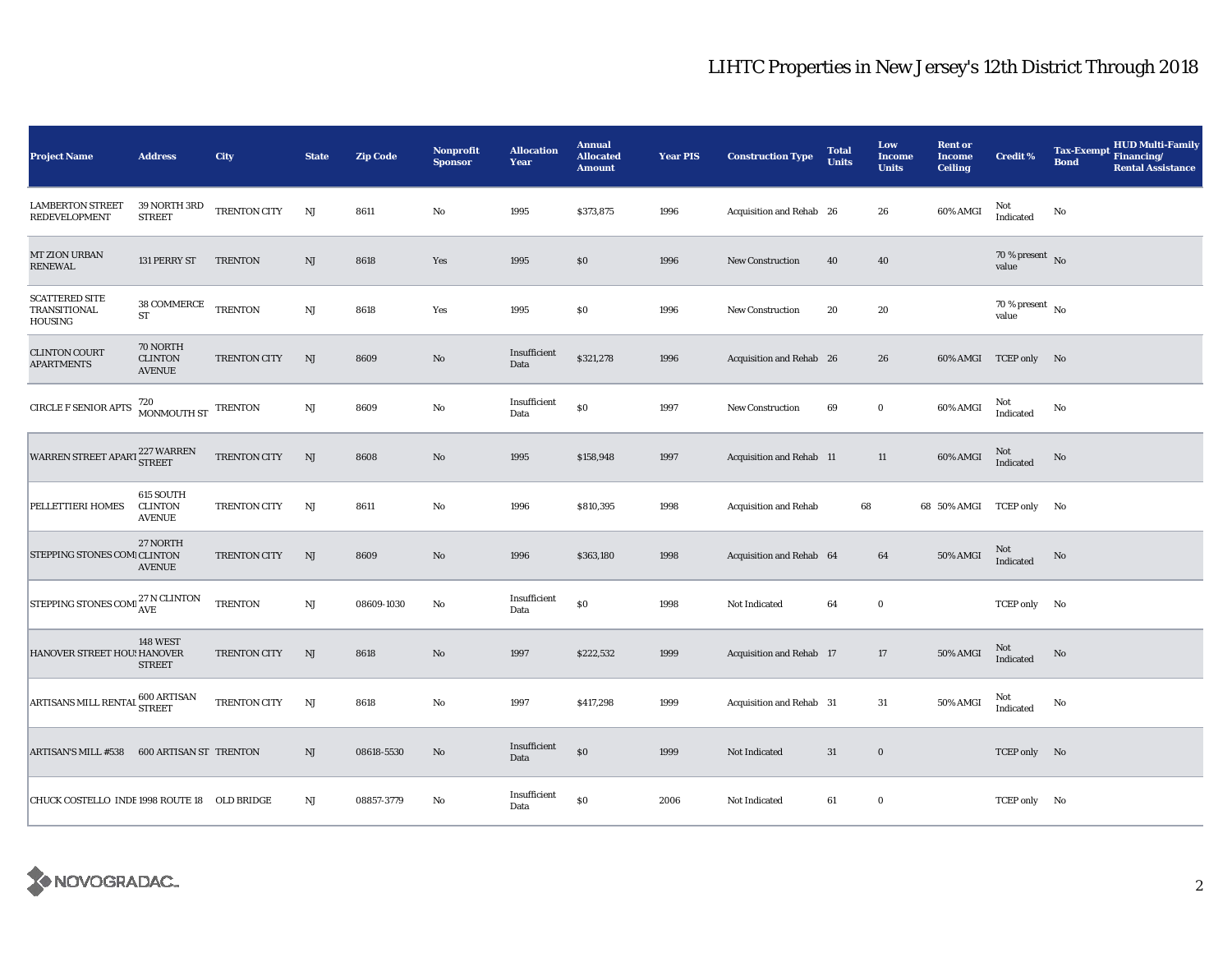# LIHTC Properties in New Jersey's 12th District Through 2018

| Project Name | Address | City | State | Zip Code | Nonprofit Sponsor | Allocation Year | Annual Allocated Amount | Year PIS | Construction Type | Total Units | Low Income Units | Rent or Income Ceiling | Credit % | Tax-Exempt Bond | HUD Multi-Family Financing/ Rental Assistance |
|---|---|---|---|---|---|---|---|---|---|---|---|---|---|---|---|
| LAMBERTON STREET REDEVELOPMENT | 39 NORTH 3RD STREET | TRENTON CITY | NJ | 8611 | No | 1995 | $373,875 | 1996 | Acquisition and Rehab | 26 | 26 | 60% AMGI | Not Indicated | No | |
| MT ZION URBAN RENEWAL | 131 PERRY ST | TRENTON | NJ | 8618 | Yes | 1995 | $0 | 1996 | New Construction | 40 | 40 | | 70 % present value | No | |
| SCATTERED SITE TRANSITIONAL HOUSING | 38 COMMERCE ST | TRENTON | NJ | 8618 | Yes | 1995 | $0 | 1996 | New Construction | 20 | 20 | | 70 % present value | No | |
| CLINTON COURT APARTMENTS | 70 NORTH CLINTON AVENUE | TRENTON CITY | NJ | 8609 | No | Insufficient Data | $321,278 | 1996 | Acquisition and Rehab | 26 | 26 | 60% AMGI | TCEP only | No | |
| CIRCLE F SENIOR APTS | 720 MONMOUTH ST | TRENTON | NJ | 8609 | No | Insufficient Data | $0 | 1997 | New Construction | 69 | 0 | 60% AMGI | Not Indicated | No | |
| WARREN STREET APART | 227 WARREN STREET | TRENTON CITY | NJ | 8608 | No | 1995 | $158,948 | 1997 | Acquisition and Rehab | 11 | 11 | 60% AMGI | Not Indicated | No | |
| PELLETTIERI HOMES | 615 SOUTH CLINTON AVENUE | TRENTON CITY | NJ | 8611 | No | 1996 | $810,395 | 1998 | Acquisition and Rehab | 68 | 68 | 50% AMGI | TCEP only | No | |
| STEPPING STONES COM | 27 NORTH CLINTON AVENUE | TRENTON CITY | NJ | 8609 | No | 1996 | $363,180 | 1998 | Acquisition and Rehab | 64 | 64 | 50% AMGI | Not Indicated | No | |
| STEPPING STONES COM | 27 N CLINTON AVE | TRENTON | NJ | 08609-1030 | No | Insufficient Data | $0 | 1998 | Not Indicated | 64 | 0 | | TCEP only | No | |
| HANOVER STREET HOUS | 148 WEST HANOVER STREET | TRENTON CITY | NJ | 8618 | No | 1997 | $222,532 | 1999 | Acquisition and Rehab | 17 | 17 | 50% AMGI | Not Indicated | No | |
| ARTISANS MILL RENTAL | 600 ARTISAN STREET | TRENTON CITY | NJ | 8618 | No | 1997 | $417,298 | 1999 | Acquisition and Rehab | 31 | 31 | 50% AMGI | Not Indicated | No | |
| ARTISAN'S MILL #538 | 600 ARTISAN ST | TRENTON | NJ | 08618-5530 | No | Insufficient Data | $0 | 1999 | Not Indicated | 31 | 0 | | TCEP only | No | |
| CHUCK COSTELLO INDE | 1998 ROUTE 18 | OLD BRIDGE | NJ | 08857-3779 | No | Insufficient Data | $0 | 2006 | Not Indicated | 61 | 0 | | TCEP only | No | |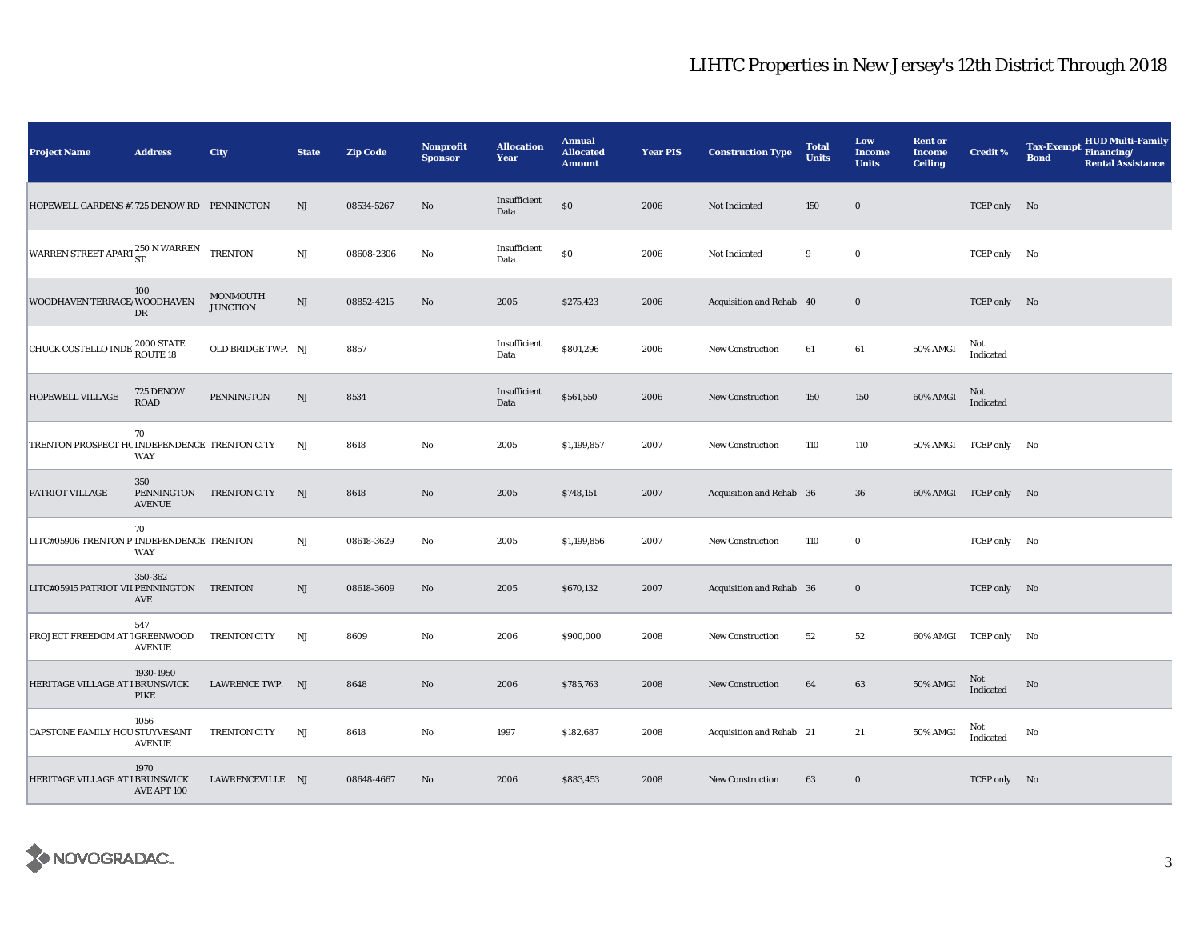# LIHTC Properties in New Jersey's 12th District Through 2018

| Project Name | Address | City | State | Zip Code | Nonprofit Sponsor | Allocation Year | Annual Allocated Amount | Year PIS | Construction Type | Total Units | Low Income Units | Rent or Income Ceiling | Credit % | Tax-Exempt Bond | HUD Multi-Family Financing/ Rental Assistance |
|---|---|---|---|---|---|---|---|---|---|---|---|---|---|---|---|
| HOPEWELL GARDENS #: | 725 DENOW RD | PENNINGTON | NJ | 08534-5267 | No | Insufficient Data | $0 | 2006 | Not Indicated | 150 | 0 | | TCEP only | No | |
| WARREN STREET APART | 250 N WARREN ST | TRENTON | NJ | 08608-2306 | No | Insufficient Data | $0 | 2006 | Not Indicated | 9 | 0 | | TCEP only | No | |
| WOODHAVEN TERRACE/ | 100 WOODHAVEN DR | MONMOUTH JUNCTION | NJ | 08852-4215 | No | 2005 | $275,423 | 2006 | Acquisition and Rehab | 40 | 0 | | TCEP only | No | |
| CHUCK COSTELLO INDE | 2000 STATE ROUTE 18 | OLD BRIDGE TWP. | NJ | 8857 | | Insufficient Data | $801,296 | 2006 | New Construction | 61 | 61 | 50% AMGI | Not Indicated | | |
| HOPEWELL VILLAGE | 725 DENOW ROAD | PENNINGTON | NJ | 8534 | | Insufficient Data | $561,550 | 2006 | New Construction | 150 | 150 | 60% AMGI | Not Indicated | | |
| TRENTON PROSPECT HO | 70 INDEPENDENCE WAY | TRENTON CITY | NJ | 8618 | No | 2005 | $1,199,857 | 2007 | New Construction | 110 | 110 | 50% AMGI | TCEP only | No | |
| PATRIOT VILLAGE | 350 PENNINGTON AVENUE | TRENTON CITY | NJ | 8618 | No | 2005 | $748,151 | 2007 | Acquisition and Rehab | 36 | 36 | 60% AMGI | TCEP only | No | |
| LITC#05906 TRENTON P | 70 INDEPENDENCE WAY | TRENTON | NJ | 08618-3629 | No | 2005 | $1,199,856 | 2007 | New Construction | 110 | 0 | | TCEP only | No | |
| LITC#05915 PATRIOT VII | 350-362 PENNINGTON AVE | TRENTON | NJ | 08618-3609 | No | 2005 | $670,132 | 2007 | Acquisition and Rehab | 36 | 0 | | TCEP only | No | |
| PROJECT FREEDOM AT T | 547 GREENWOOD AVENUE | TRENTON CITY | NJ | 8609 | No | 2006 | $900,000 | 2008 | New Construction | 52 | 52 | 60% AMGI | TCEP only | No | |
| HERITAGE VILLAGE AT I | 1930-1950 BRUNSWICK PIKE | LAWRENCE TWP. | NJ | 8648 | No | 2006 | $785,763 | 2008 | New Construction | 64 | 63 | 50% AMGI | Not Indicated | No | |
| CAPSTONE FAMILY HOU | 1056 STUYVESANT AVENUE | TRENTON CITY | NJ | 8618 | No | 1997 | $182,687 | 2008 | Acquisition and Rehab | 21 | 21 | 50% AMGI | Not Indicated | No | |
| HERITAGE VILLAGE AT I | 1970 BRUNSWICK AVE APT 100 | LAWRENCEVILLE | NJ | 08648-4667 | No | 2006 | $883,453 | 2008 | New Construction | 63 | 0 | | TCEP only | No | |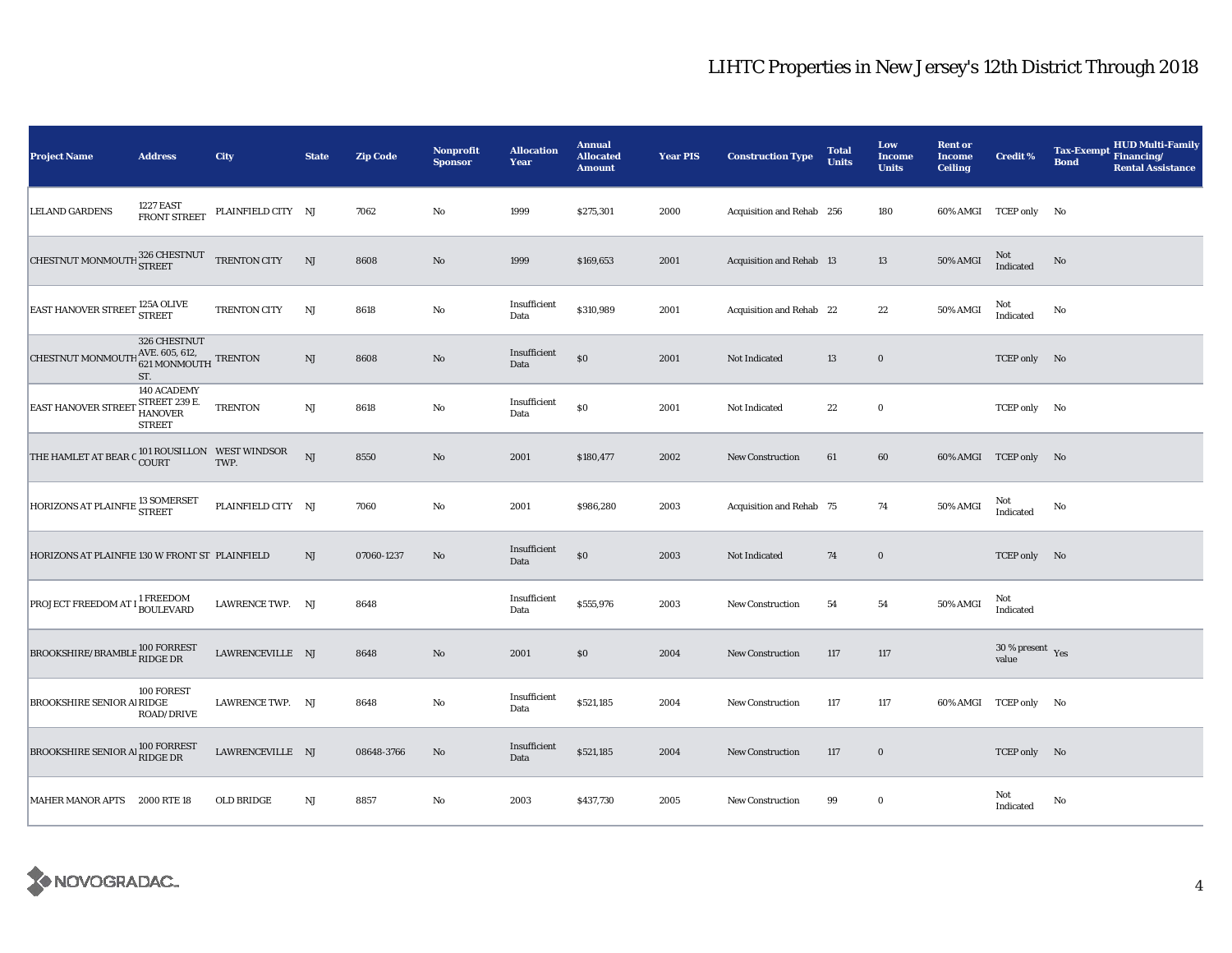# LIHTC Properties in New Jersey's 12th District Through 2018

| Project Name | Address | City | State | Zip Code | Nonprofit Sponsor | Allocation Year | Annual Allocated Amount | Year PIS | Construction Type | Total Units | Low Income Units | Rent or Income Ceiling | Credit % | Tax-Exempt Bond | HUD Multi-Family Financing/ Rental Assistance |
|---|---|---|---|---|---|---|---|---|---|---|---|---|---|---|---|
| LELAND GARDENS | 1227 EAST FRONT STREET | PLAINFIELD CITY | NJ | 7062 | No | 1999 | $275,301 | 2000 | Acquisition and Rehab | 256 | 180 | 60% AMGI | TCEP only | No | |
| CHESTNUT MONMOUTH | 326 CHESTNUT STREET | TRENTON CITY | NJ | 8608 | No | 1999 | $169,653 | 2001 | Acquisition and Rehab | 13 | 13 | 50% AMGI | Not Indicated | No | |
| EAST HANOVER STREET | 125A OLIVE STREET | TRENTON CITY | NJ | 8618 | No | Insufficient Data | $310,989 | 2001 | Acquisition and Rehab | 22 | 22 | 50% AMGI | Not Indicated | No | |
| CHESTNUT MONMOUTH | 326 CHESTNUT AVE. 605, 612, 621 MONMOUTH ST. | TRENTON | NJ | 8608 | No | Insufficient Data | $0 | 2001 | Not Indicated | 13 | 0 | | TCEP only | No | |
| EAST HANOVER STREET | 140 ACADEMY STREET 239 E. HANOVER STREET | TRENTON | NJ | 8618 | No | Insufficient Data | $0 | 2001 | Not Indicated | 22 | 0 | | TCEP only | No | |
| THE HAMLET AT BEAR C | 101 ROUSILLON COURT | WEST WINDSOR TWP. | NJ | 8550 | No | 2001 | $180,477 | 2002 | New Construction | 61 | 60 | 60% AMGI | TCEP only | No | |
| HORIZONS AT PLAINFIE | 13 SOMERSET STREET | PLAINFIELD CITY | NJ | 7060 | No | 2001 | $986,280 | 2003 | Acquisition and Rehab | 75 | 74 | 50% AMGI | Not Indicated | No | |
| HORIZONS AT PLAINFIE | 130 W FRONT ST | PLAINFIELD | NJ | 07060-1237 | No | Insufficient Data | $0 | 2003 | Not Indicated | 74 | 0 | | TCEP only | No | |
| PROJECT FREEDOM AT I | 1 FREEDOM BOULEVARD | LAWRENCE TWP. | NJ | 8648 | | Insufficient Data | $555,976 | 2003 | New Construction | 54 | 54 | 50% AMGI | Not Indicated | | |
| BROOKSHIRE/BRAMBLE | 100 FORREST RIDGE DR | LAWRENCEVILLE | NJ | 8648 | No | 2001 | $0 | 2004 | New Construction | 117 | 117 | | 30 % present value | Yes | |
| BROOKSHIRE SENIOR A | 100 FOREST RIDGE ROAD/DRIVE | LAWRENCE TWP. | NJ | 8648 | No | Insufficient Data | $521,185 | 2004 | New Construction | 117 | 117 | 60% AMGI | TCEP only | No | |
| BROOKSHIRE SENIOR A | 100 FORREST RIDGE DR | LAWRENCEVILLE | NJ | 08648-3766 | No | Insufficient Data | $521,185 | 2004 | New Construction | 117 | 0 | | TCEP only | No | |
| MAHER MANOR APTS | 2000 RTE 18 | OLD BRIDGE | NJ | 8857 | No | 2003 | $437,730 | 2005 | New Construction | 99 | 0 | | Not Indicated | No | |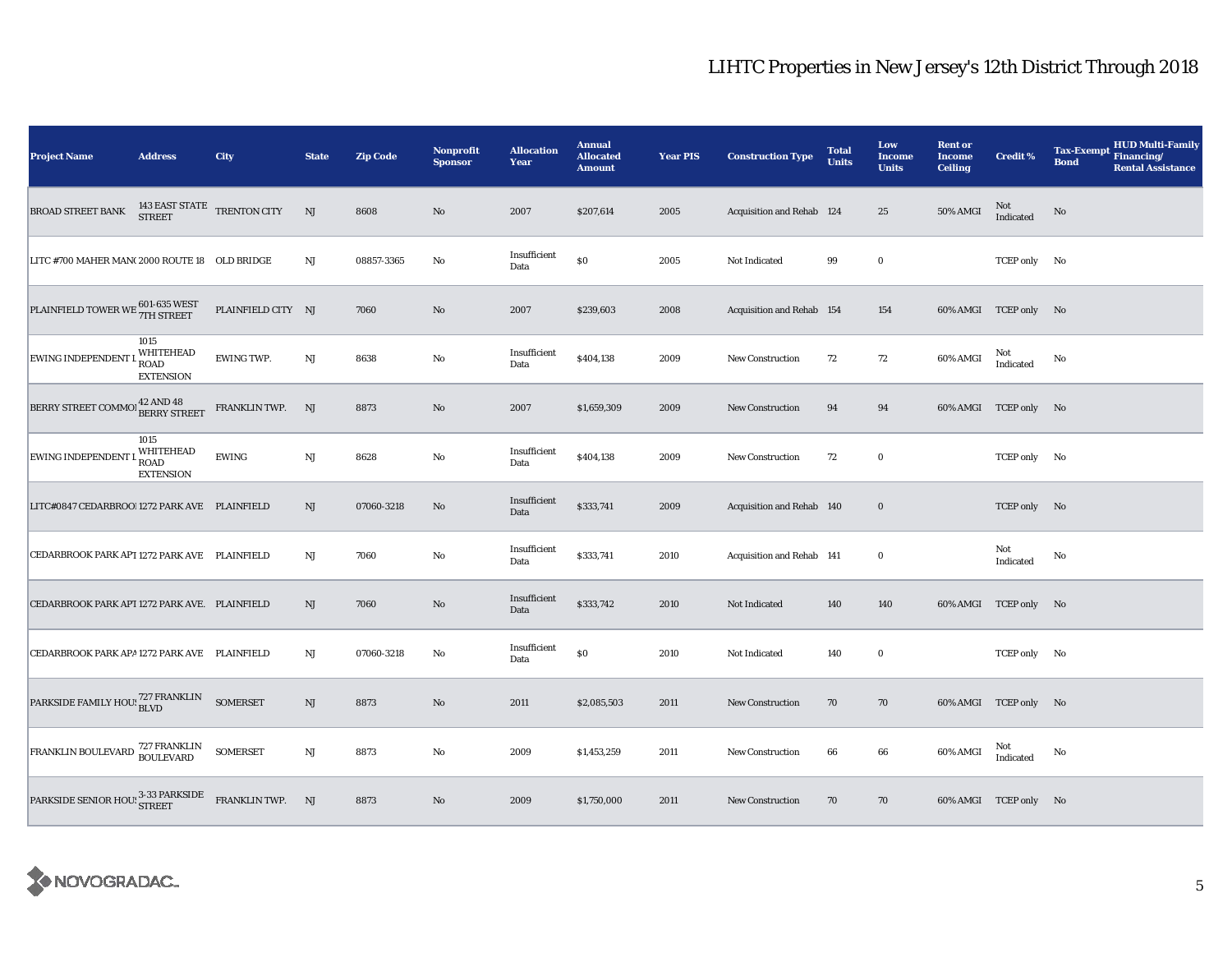# LIHTC Properties in New Jersey's 12th District Through 2018

| Project Name | Address | City | State | Zip Code | Nonprofit Sponsor | Allocation Year | Annual Allocated Amount | Year PIS | Construction Type | Total Units | Low Income Units | Rent or Income Ceiling | Credit % | Tax-Exempt Bond | HUD Multi-Family Financing/ Rental Assistance |
|---|---|---|---|---|---|---|---|---|---|---|---|---|---|---|---|
| BROAD STREET BANK | 143 EAST STATE STREET | TRENTON CITY | NJ | 8608 | No | 2007 | $207,614 | 2005 | Acquisition and Rehab | 124 | 25 | 50% AMGI | Not Indicated | No | |
| LITC #700 MAHER MANO | 2000 ROUTE 18 | OLD BRIDGE | NJ | 08857-3365 | No | Insufficient Data | $0 | 2005 | Not Indicated | 99 | 0 | | TCEP only | No | |
| PLAINFIELD TOWER WE | 601-635 WEST 7TH STREET | PLAINFIELD CITY | NJ | 7060 | No | 2007 | $239,603 | 2008 | Acquisition and Rehab | 154 | 154 | 60% AMGI | TCEP only | No | |
| EWING INDEPENDENT L | 1015 WHITEHEAD ROAD EXTENSION | EWING TWP. | NJ | 8638 | No | Insufficient Data | $404,138 | 2009 | New Construction | 72 | 72 | 60% AMGI | Not Indicated | No | |
| BERRY STREET COMMO | 42 AND 48 BERRY STREET | FRANKLIN TWP. | NJ | 8873 | No | 2007 | $1,659,309 | 2009 | New Construction | 94 | 94 | 60% AMGI | TCEP only | No | |
| EWING INDEPENDENT L | 1015 WHITEHEAD ROAD EXTENSION | EWING | NJ | 8628 | No | Insufficient Data | $404,138 | 2009 | New Construction | 72 | 0 | | TCEP only | No | |
| LITC#0847 CEDARBROO | 1272 PARK AVE | PLAINFIELD | NJ | 07060-3218 | No | Insufficient Data | $333,741 | 2009 | Acquisition and Rehab | 140 | 0 | | TCEP only | No | |
| CEDARBROOK PARK APT | 1272 PARK AVE | PLAINFIELD | NJ | 7060 | No | Insufficient Data | $333,741 | 2010 | Acquisition and Rehab | 141 | 0 | | Not Indicated | No | |
| CEDARBROOK PARK APT | 1272 PARK AVE. | PLAINFIELD | NJ | 7060 | No | Insufficient Data | $333,742 | 2010 | Not Indicated | 140 | 140 | 60% AMGI | TCEP only | No | |
| CEDARBROOK PARK APA | 1272 PARK AVE | PLAINFIELD | NJ | 07060-3218 | No | Insufficient Data | $0 | 2010 | Not Indicated | 140 | 0 | | TCEP only | No | |
| PARKSIDE FAMILY HOUS | 727 FRANKLIN BLVD | SOMERSET | NJ | 8873 | No | 2011 | $2,085,503 | 2011 | New Construction | 70 | 70 | 60% AMGI | TCEP only | No | |
| FRANKLIN BOULEVARD | 727 FRANKLIN BOULEVARD | SOMERSET | NJ | 8873 | No | 2009 | $1,453,259 | 2011 | New Construction | 66 | 66 | 60% AMGI | Not Indicated | No | |
| PARKSIDE SENIOR HOUS | 3-33 PARKSIDE STREET | FRANKLIN TWP. | NJ | 8873 | No | 2009 | $1,750,000 | 2011 | New Construction | 70 | 70 | 60% AMGI | TCEP only | No | |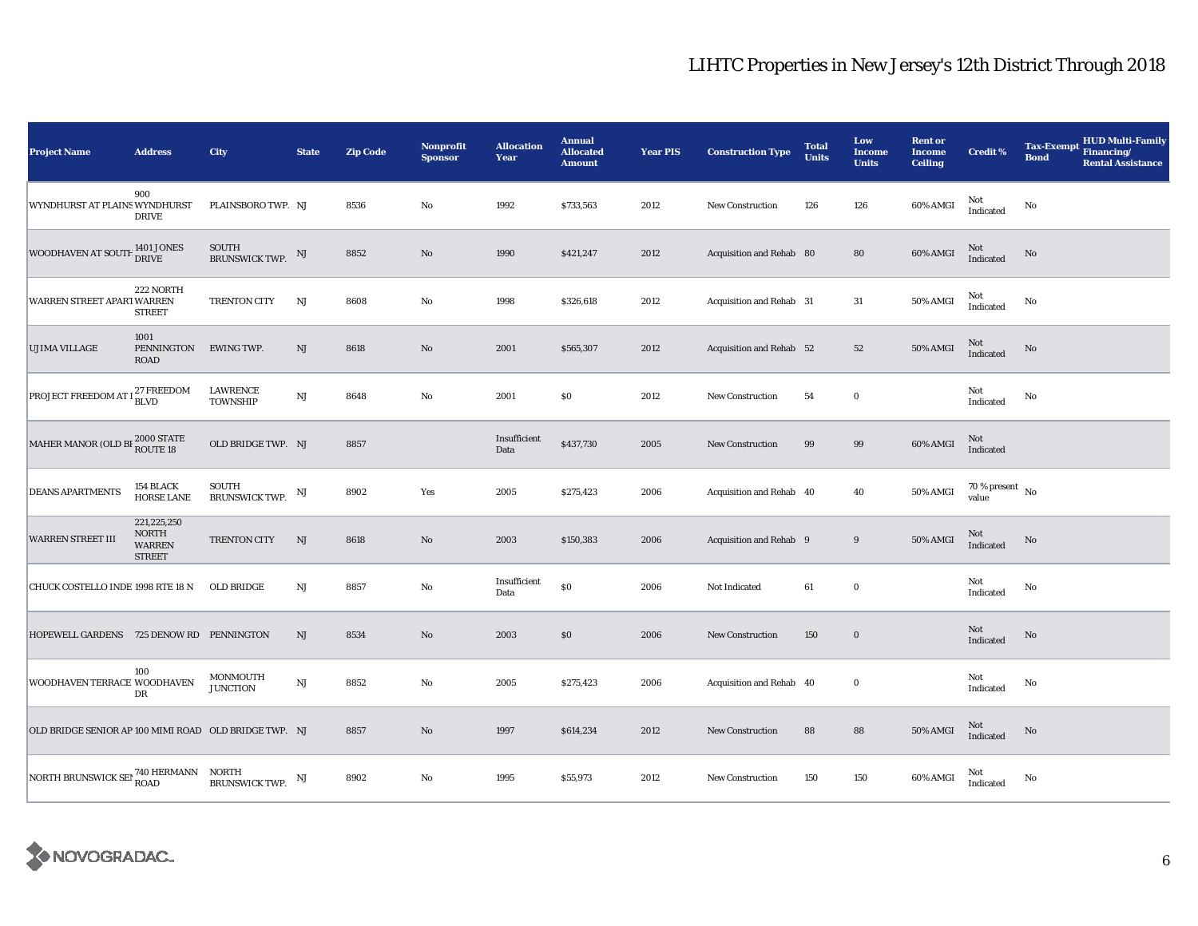# LIHTC Properties in New Jersey's 12th District Through 2018

| Project Name | Address | City | State | Zip Code | Nonprofit Sponsor | Allocation Year | Annual Allocated Amount | Year PIS | Construction Type | Total Units | Low Income Units | Rent or Income Ceiling | Credit % | Tax-Exempt Bond | HUD Multi-Family Financing/ Rental Assistance |
|---|---|---|---|---|---|---|---|---|---|---|---|---|---|---|---|
| WYNDHURST AT PLAINS | 900 WYNDHURST DRIVE | PLAINSBORO TWP. | NJ | 8536 | No | 1992 | $733,563 | 2012 | New Construction | 126 | 126 | 60% AMGI | Not Indicated | No | |
| WOODHAVEN AT SOUTH | 1401 JONES DRIVE | SOUTH BRUNSWICK TWP. | NJ | 8852 | No | 1990 | $421,247 | 2012 | Acquisition and Rehab | 80 | 80 | 60% AMGI | Not Indicated | No | |
| WARREN STREET APART | 222 NORTH WARREN STREET | TRENTON CITY | NJ | 8608 | No | 1998 | $326,618 | 2012 | Acquisition and Rehab | 31 | 31 | 50% AMGI | Not Indicated | No | |
| UJIMA VILLAGE | 1001 PENNINGTON ROAD | EWING TWP. | NJ | 8618 | No | 2001 | $565,307 | 2012 | Acquisition and Rehab | 52 | 52 | 50% AMGI | Not Indicated | No | |
| PROJECT FREEDOM AT L | 27 FREEDOM BLVD | LAWRENCE TOWNSHIP | NJ | 8648 | No | 2001 | $0 | 2012 | New Construction | 54 | 0 | | Not Indicated | No | |
| MAHER MANOR (OLD BR | 2000 STATE ROUTE 18 | OLD BRIDGE TWP. | NJ | 8857 | | Insufficient Data | $437,730 | 2005 | New Construction | 99 | 99 | 60% AMGI | Not Indicated | | |
| DEANS APARTMENTS | 154 BLACK HORSE LANE | SOUTH BRUNSWICK TWP. | NJ | 8902 | Yes | 2005 | $275,423 | 2006 | Acquisition and Rehab | 40 | 40 | 50% AMGI | 70 % present value | No | |
| WARREN STREET III | 221,225,250 NORTH WARREN STREET | TRENTON CITY | NJ | 8618 | No | 2003 | $150,383 | 2006 | Acquisition and Rehab | 9 | 9 | 50% AMGI | Not Indicated | No | |
| CHUCK COSTELLO INDE | 1998 RTE 18 N | OLD BRIDGE | NJ | 8857 | No | Insufficient Data | $0 | 2006 | Not Indicated | 61 | 0 | | Not Indicated | No | |
| HOPEWELL GARDENS | 725 DENOW RD | PENNINGTON | NJ | 8534 | No | 2003 | $0 | 2006 | New Construction | 150 | 0 | | Not Indicated | No | |
| WOODHAVEN TERRACE | 100 WOODHAVEN DR | MONMOUTH JUNCTION | NJ | 8852 | No | 2005 | $275,423 | 2006 | Acquisition and Rehab | 40 | 0 | | Not Indicated | No | |
| OLD BRIDGE SENIOR AP | 100 MIMI ROAD | OLD BRIDGE TWP. | NJ | 8857 | No | 1997 | $614,234 | 2012 | New Construction | 88 | 88 | 50% AMGI | Not Indicated | No | |
| NORTH BRUNSWICK SEN | 740 HERMANN ROAD | NORTH BRUNSWICK TWP. | NJ | 8902 | No | 1995 | $55,973 | 2012 | New Construction | 150 | 150 | 60% AMGI | Not Indicated | No | |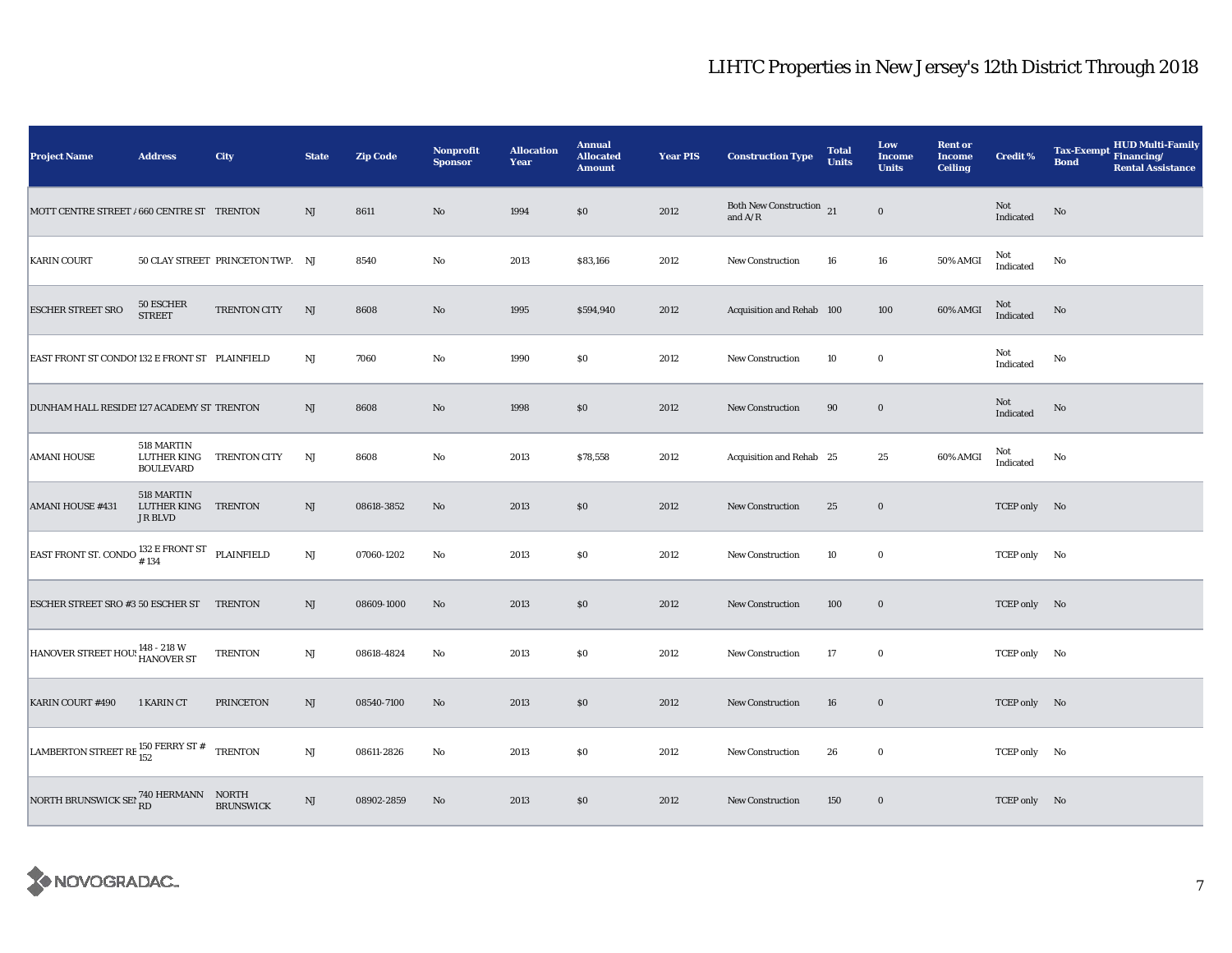# LIHTC Properties in New Jersey's 12th District Through 2018

| Project Name | Address | City | State | Zip Code | Nonprofit Sponsor | Allocation Year | Annual Allocated Amount | Year PIS | Construction Type | Total Units | Low Income Units | Rent or Income Ceiling | Credit % | Tax-Exempt Bond | HUD Multi-Family Financing/ Rental Assistance |
|---|---|---|---|---|---|---|---|---|---|---|---|---|---|---|---|
| MOTT CENTRE STREET / | 660 CENTRE ST | TRENTON | NJ | 8611 | No | 1994 | $0 | 2012 | Both New Construction and A/R | 21 | 0 | | Not Indicated | No | |
| KARIN COURT | 50 CLAY STREET | PRINCETON TWP. | NJ | 8540 | No | 2013 | $83,166 | 2012 | New Construction | 16 | 16 | 50% AMGI | Not Indicated | No | |
| ESCHER STREET SRO | 50 ESCHER STREET | TRENTON CITY | NJ | 8608 | No | 1995 | $594,940 | 2012 | Acquisition and Rehab | 100 | 100 | 60% AMGI | Not Indicated | No | |
| EAST FRONT ST CONDOI | 132 E FRONT ST | PLAINFIELD | NJ | 7060 | No | 1990 | $0 | 2012 | New Construction | 10 | 0 | | Not Indicated | No | |
| DUNHAM HALL RESIDEI | 127 ACADEMY ST | TRENTON | NJ | 8608 | No | 1998 | $0 | 2012 | New Construction | 90 | 0 | | Not Indicated | No | |
| AMANI HOUSE | 518 MARTIN LUTHER KING BOULEVARD | TRENTON CITY | NJ | 8608 | No | 2013 | $78,558 | 2012 | Acquisition and Rehab | 25 | 25 | 60% AMGI | Not Indicated | No | |
| AMANI HOUSE #431 | 518 MARTIN LUTHER KING JR BLVD | TRENTON | NJ | 08618-3852 | No | 2013 | $0 | 2012 | New Construction | 25 | 0 | | TCEP only | No | |
| EAST FRONT ST. CONDO | 132 E FRONT ST # 134 | PLAINFIELD | NJ | 07060-1202 | No | 2013 | $0 | 2012 | New Construction | 10 | 0 | | TCEP only | No | |
| ESCHER STREET SRO #3 | 50 ESCHER ST | TRENTON | NJ | 08609-1000 | No | 2013 | $0 | 2012 | New Construction | 100 | 0 | | TCEP only | No | |
| HANOVER STREET HOUS | 148 - 218 W HANOVER ST | TRENTON | NJ | 08618-4824 | No | 2013 | $0 | 2012 | New Construction | 17 | 0 | | TCEP only | No | |
| KARIN COURT #490 | 1 KARIN CT | PRINCETON | NJ | 08540-7100 | No | 2013 | $0 | 2012 | New Construction | 16 | 0 | | TCEP only | No | |
| LAMBERTON STREET RE | 150 FERRY ST # 152 | TRENTON | NJ | 08611-2826 | No | 2013 | $0 | 2012 | New Construction | 26 | 0 | | TCEP only | No | |
| NORTH BRUNSWICK SEN | 740 HERMANN RD | NORTH BRUNSWICK | NJ | 08902-2859 | No | 2013 | $0 | 2012 | New Construction | 150 | 0 | | TCEP only | No | |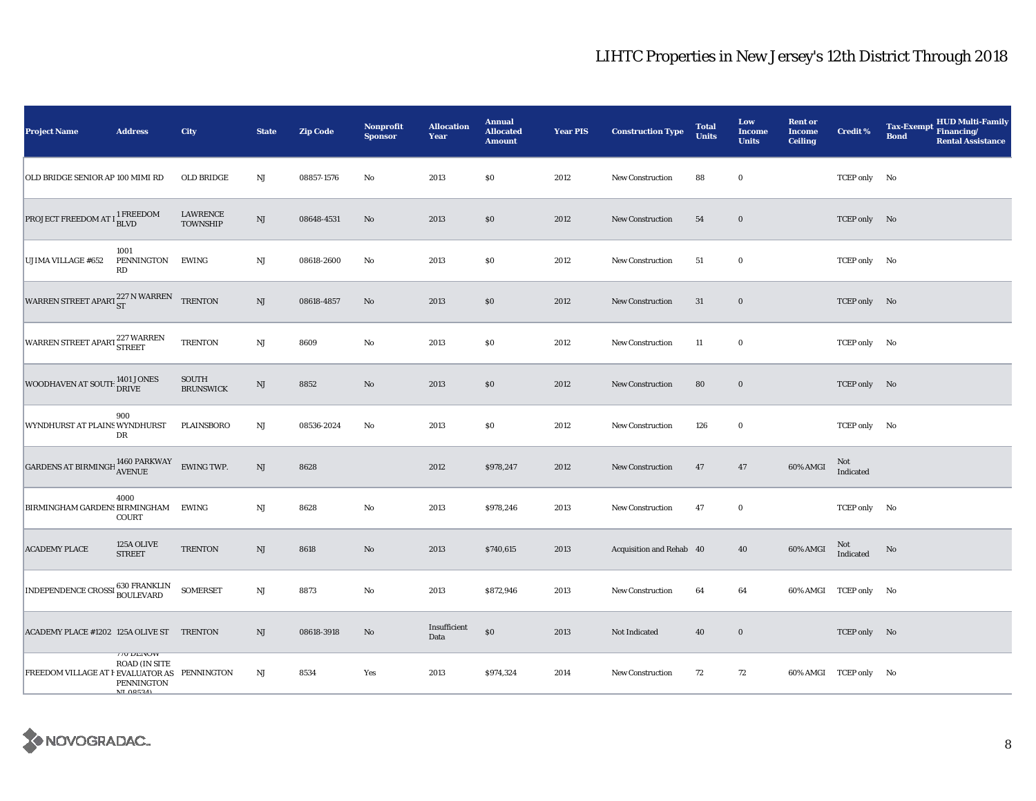# LIHTC Properties in New Jersey's 12th District Through 2018

| Project Name | Address | City | State | Zip Code | Nonprofit Sponsor | Allocation Year | Annual Allocated Amount | Year PIS | Construction Type | Total Units | Low Income Units | Rent or Income Ceiling | Credit % | Tax-Exempt Bond | HUD Multi-Family Financing/ Rental Assistance |
|---|---|---|---|---|---|---|---|---|---|---|---|---|---|---|---|
| OLD BRIDGE SENIOR AP | 100 MIMI RD | OLD BRIDGE | NJ | 08857-1576 | No | 2013 | $0 | 2012 | New Construction | 88 | 0 | | TCEP only | No | |
| PROJECT FREEDOM AT L | 1 FREEDOM BLVD | LAWRENCE TOWNSHIP | NJ | 08648-4531 | No | 2013 | $0 | 2012 | New Construction | 54 | 0 | | TCEP only | No | |
| UJIMA VILLAGE #652 | 1001 PENNINGTON RD | EWING | NJ | 08618-2600 | No | 2013 | $0 | 2012 | New Construction | 51 | 0 | | TCEP only | No | |
| WARREN STREET APART | 227 N WARREN ST | TRENTON | NJ | 08618-4857 | No | 2013 | $0 | 2012 | New Construction | 31 | 0 | | TCEP only | No | |
| WARREN STREET APART | 227 WARREN STREET | TRENTON | NJ | 8609 | No | 2013 | $0 | 2012 | New Construction | 11 | 0 | | TCEP only | No | |
| WOODHAVEN AT SOUTH | 1401 JONES DRIVE | SOUTH BRUNSWICK | NJ | 8852 | No | 2013 | $0 | 2012 | New Construction | 80 | 0 | | TCEP only | No | |
| WYNDHURST AT PLAINS | 900 WYNDHURST DR | PLAINSBORO | NJ | 08536-2024 | No | 2013 | $0 | 2012 | New Construction | 126 | 0 | | TCEP only | No | |
| GARDENS AT BIRMINGH | 1460 PARKWAY AVENUE | EWING TWP. | NJ | 8628 | | 2012 | $978,247 | 2012 | New Construction | 47 | 47 | 60% AMGI | Not Indicated | | |
| BIRMINGHAM GARDENS | 4000 BIRMINGHAM COURT | EWING | NJ | 8628 | No | 2013 | $978,246 | 2013 | New Construction | 47 | 0 | | TCEP only | No | |
| ACADEMY PLACE | 125A OLIVE STREET | TRENTON | NJ | 8618 | No | 2013 | $740,615 | 2013 | Acquisition and Rehab | 40 | 40 | 60% AMGI | Not Indicated | No | |
| INDEPENDENCE CROSSI | 630 FRANKLIN BOULEVARD | SOMERSET | NJ | 8873 | No | 2013 | $872,946 | 2013 | New Construction | 64 | 64 | 60% AMGI | TCEP only | No | |
| ACADEMY PLACE #1202 | 125A OLIVE ST | TRENTON | NJ | 08618-3918 | No | Insufficient Data | $0 | 2013 | Not Indicated | 40 | 0 | | TCEP only | No | |
| FREEDOM VILLAGE AT H | 770 DENOW ROAD (IN SITE EVALUATOR AS PENNINGTON NJ 08534) | PENNINGTON | NJ | 8534 | Yes | 2013 | $974,324 | 2014 | New Construction | 72 | 72 | 60% AMGI | TCEP only | No | |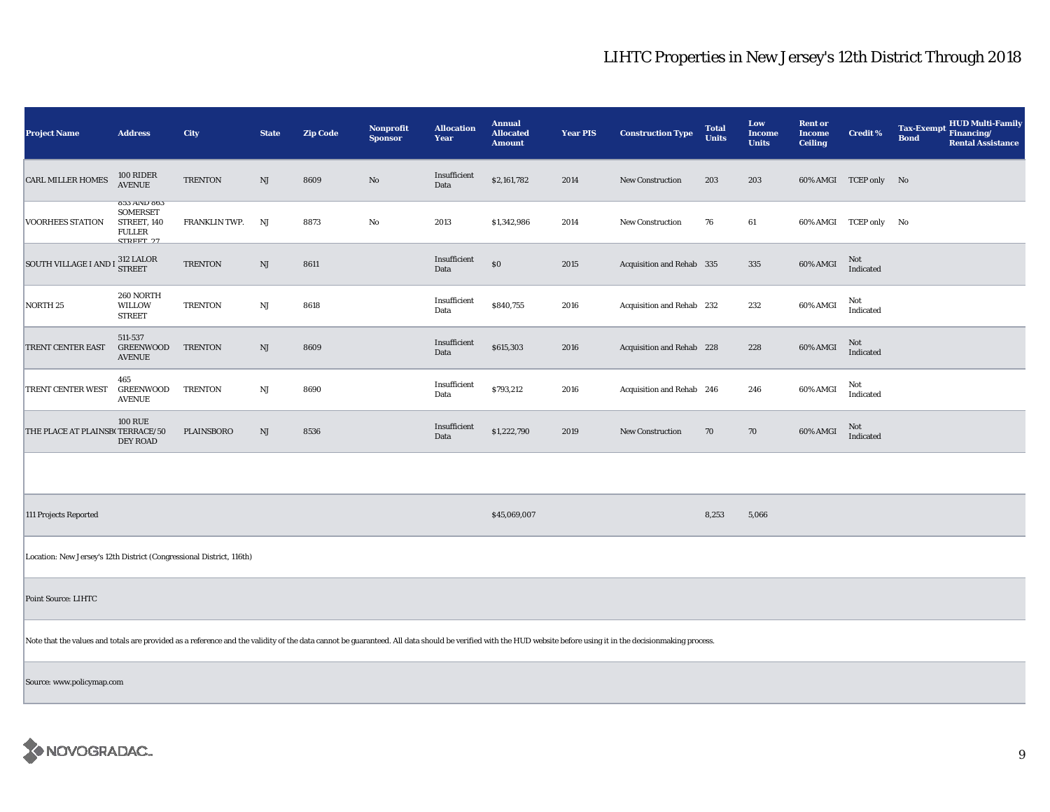| Project Name | Address | City | State | Zip Code | Nonprofit Sponsor | Allocation Year | Annual Allocated Amount | Year PIS | Construction Type | Total Units | Low Income Units | Rent or Income Ceiling | Credit % | Tax-Exempt Bond | HUD Multi-Family Financing/ Rental Assistance |
|---|---|---|---|---|---|---|---|---|---|---|---|---|---|---|---|
| CARL MILLER HOMES | 100 RIDER AVENUE | TRENTON | NJ | 8609 | No | Insufficient Data | $2,161,782 | 2014 | New Construction | 203 | 203 | 60% AMGI | TCEP only | No | |
| VOORHEES STATION | 853 AND 863 SOMERSET STREET, 140 FULLER STREET, 27 | FRANKLIN TWP. | NJ | 8873 | No | 2013 | $1,342,986 | 2014 | New Construction | 76 | 61 | 60% AMGI | TCEP only | No | |
| SOUTH VILLAGE I AND I | 312 LALOR STREET | TRENTON | NJ | 8611 | | Insufficient Data | $0 | 2015 | Acquisition and Rehab | 335 | 335 | 60% AMGI | Not Indicated | | |
| NORTH 25 | 260 NORTH WILLOW STREET | TRENTON | NJ | 8618 | | Insufficient Data | $840,755 | 2016 | Acquisition and Rehab | 232 | 232 | 60% AMGI | Not Indicated | | |
| TRENT CENTER EAST | 511-537 GREENWOOD AVENUE | TRENTON | NJ | 8609 | | Insufficient Data | $615,303 | 2016 | Acquisition and Rehab | 228 | 228 | 60% AMGI | Not Indicated | | |
| TRENT CENTER WEST | 465 GREENWOOD AVENUE | TRENTON | NJ | 8690 | | Insufficient Data | $793,212 | 2016 | Acquisition and Rehab | 246 | 246 | 60% AMGI | Not Indicated | | |
| THE PLACE AT PLAINSBO | 100 RUE TERRACE/50 DEY ROAD | PLAINSBORO | NJ | 8536 | | Insufficient Data | $1,222,790 | 2019 | New Construction | 70 | 70 | 60% AMGI | Not Indicated | | |
| | | | | | | | | | | | | | | | |
| 111 Projects Reported | | | | | | | $45,069,007 | | | 8,253 | 5,066 | | | | |

Location: New Jersey's 12th District (Congressional District, 116th)

Point Source: LIHTC

Note that the values and totals are provided as a reference and the validity of the data cannot be guaranteed. All data should be verified with the HUD website before using it in the decisionmaking process.

Source: www.policymap.com